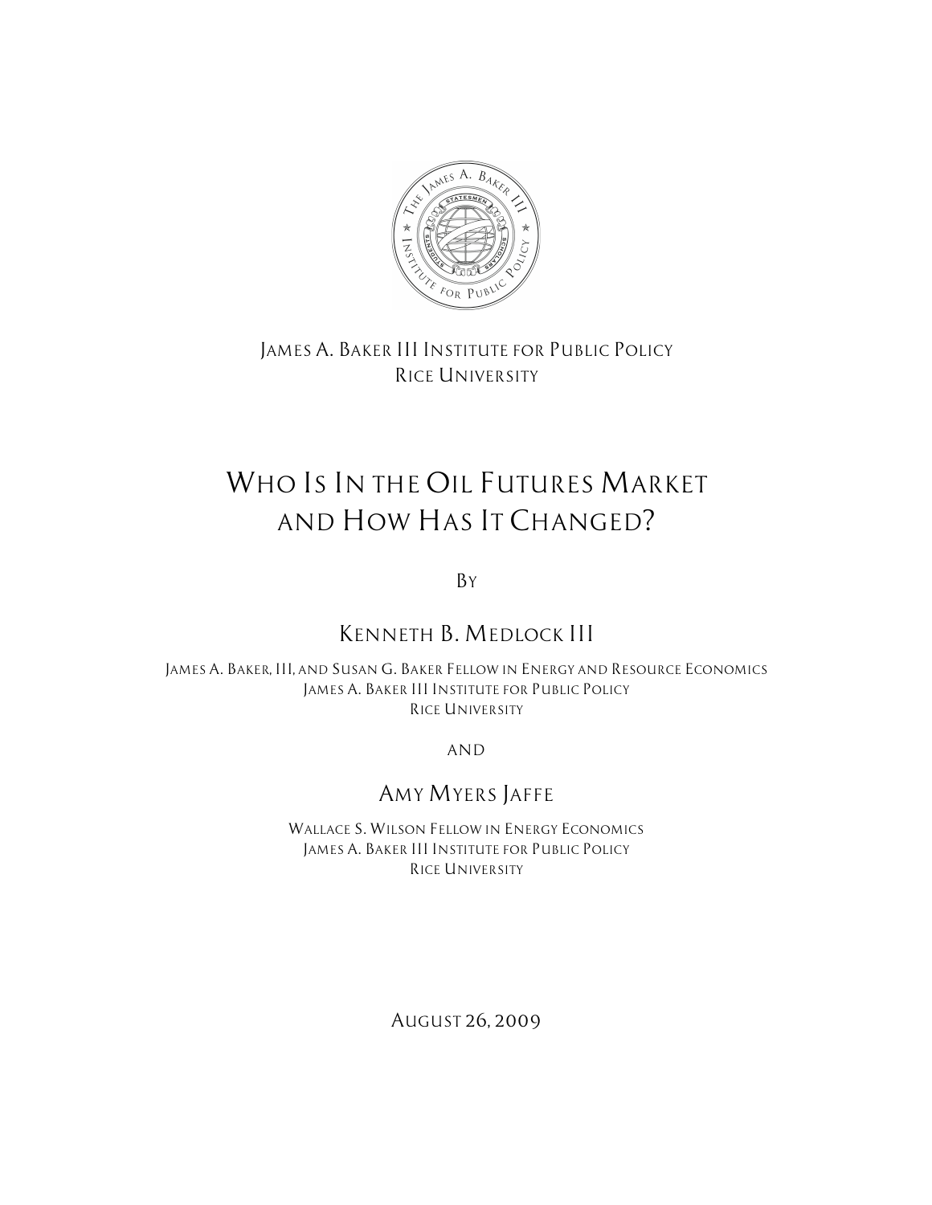James A. Baker III Institute for Public Policy
Rice University

# Who Is In the Oil Futures Market and How Has It Changed?

By

## Kenneth B. Medlock III

James A. Baker, III, and Susan G. Baker Fellow in Energy and Resource Economics
James A. Baker III Institute for Public Policy
Rice University

and

## Amy Myers Jaffe

Wallace S. Wilson Fellow in Energy Economics
James A. Baker III Institute for Public Policy
Rice University

August 26, 2009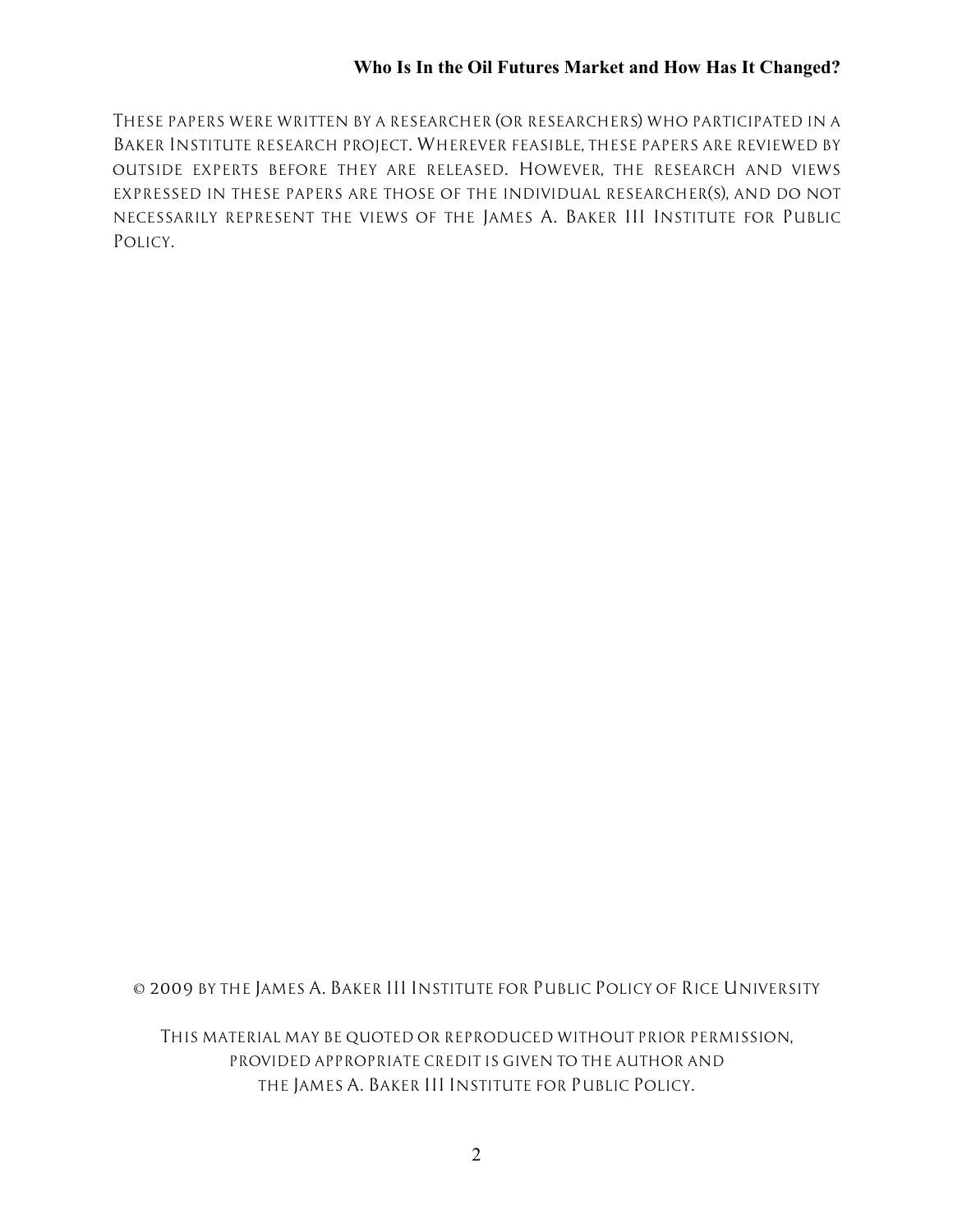These papers were written by a researcher (or researchers) who participated in a Baker Institute research project. Wherever feasible, these papers are reviewed by outside experts before they are released. However, the research and views expressed in these papers are those of the individual researcher(s), and do not necessarily represent the views of the James A. Baker III Institute for Public Policy.

© 2009 by the James A. Baker III Institute for Public Policy of Rice University

This material may be quoted or reproduced without prior permission, provided appropriate credit is given to the author and the James A. Baker III Institute for Public Policy.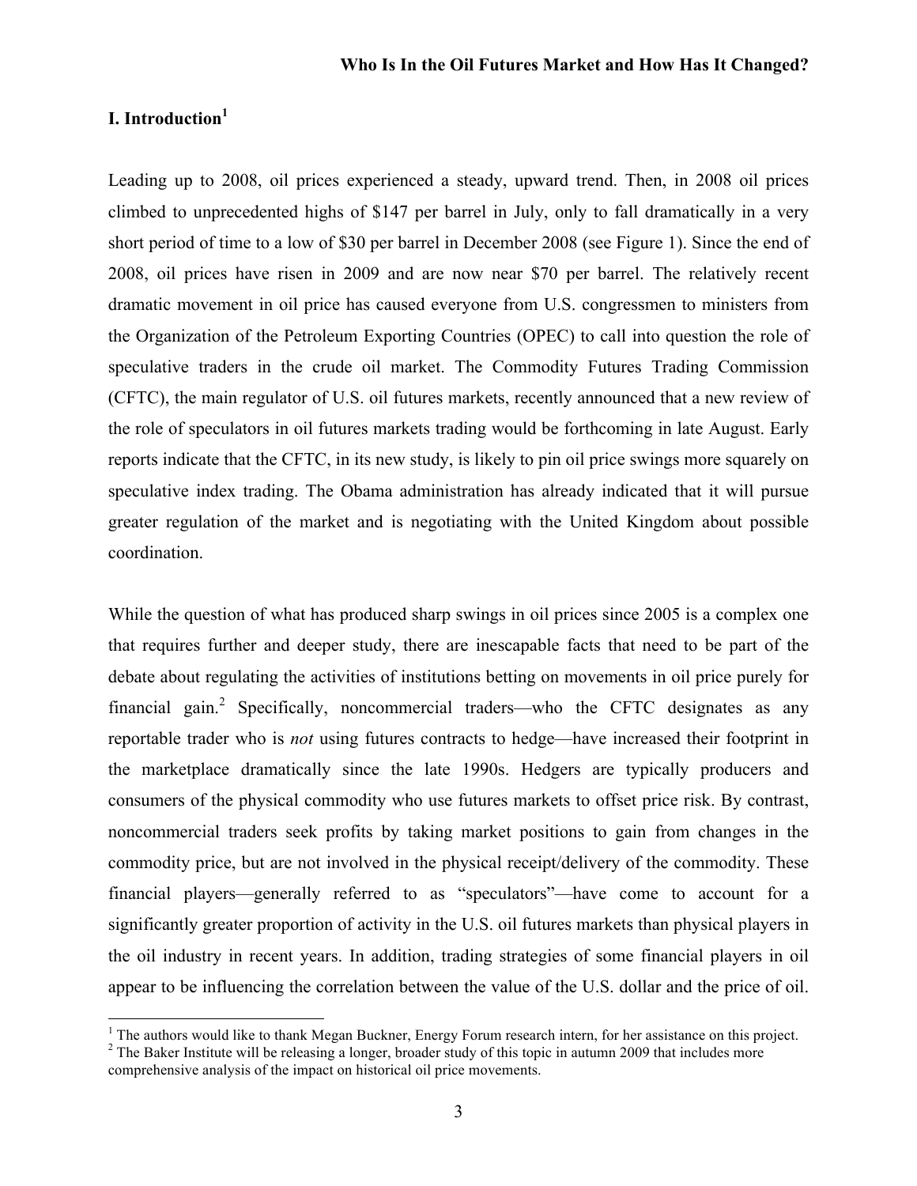## I. Introduction[1]

Leading up to 2008, oil prices experienced a steady, upward trend. Then, in 2008 oil prices climbed to unprecedented highs of $147 per barrel in July, only to fall dramatically in a very short period of time to a low of $30 per barrel in December 2008 (see Figure 1). Since the end of 2008, oil prices have risen in 2009 and are now near $70 per barrel. The relatively recent dramatic movement in oil price has caused everyone from U.S. congressmen to ministers from the Organization of the Petroleum Exporting Countries (OPEC) to call into question the role of speculative traders in the crude oil market. The Commodity Futures Trading Commission (CFTC), the main regulator of U.S. oil futures markets, recently announced that a new review of the role of speculators in oil futures markets trading would be forthcoming in late August. Early reports indicate that the CFTC, in its new study, is likely to pin oil price swings more squarely on speculative index trading. The Obama administration has already indicated that it will pursue greater regulation of the market and is negotiating with the United Kingdom about possible coordination.

While the question of what has produced sharp swings in oil prices since 2005 is a complex one that requires further and deeper study, there are inescapable facts that need to be part of the debate about regulating the activities of institutions betting on movements in oil price purely for financial gain.[2] Specifically, noncommercial traders—who the CFTC designates as any reportable trader who is *not* using futures contracts to hedge—have increased their footprint in the marketplace dramatically since the late 1990s. Hedgers are typically producers and consumers of the physical commodity who use futures markets to offset price risk. By contrast, noncommercial traders seek profits by taking market positions to gain from changes in the commodity price, but are not involved in the physical receipt/delivery of the commodity. These financial players—generally referred to as "speculators"—have come to account for a significantly greater proportion of activity in the U.S. oil futures markets than physical players in the oil industry in recent years. In addition, trading strategies of some financial players in oil appear to be influencing the correlation between the value of the U.S. dollar and the price of oil.

---

[1] The authors would like to thank Megan Buckner, Energy Forum research intern, for her assistance on this project.

[2] The Baker Institute will be releasing a longer, broader study of this topic in autumn 2009 that includes more comprehensive analysis of the impact on historical oil price movements.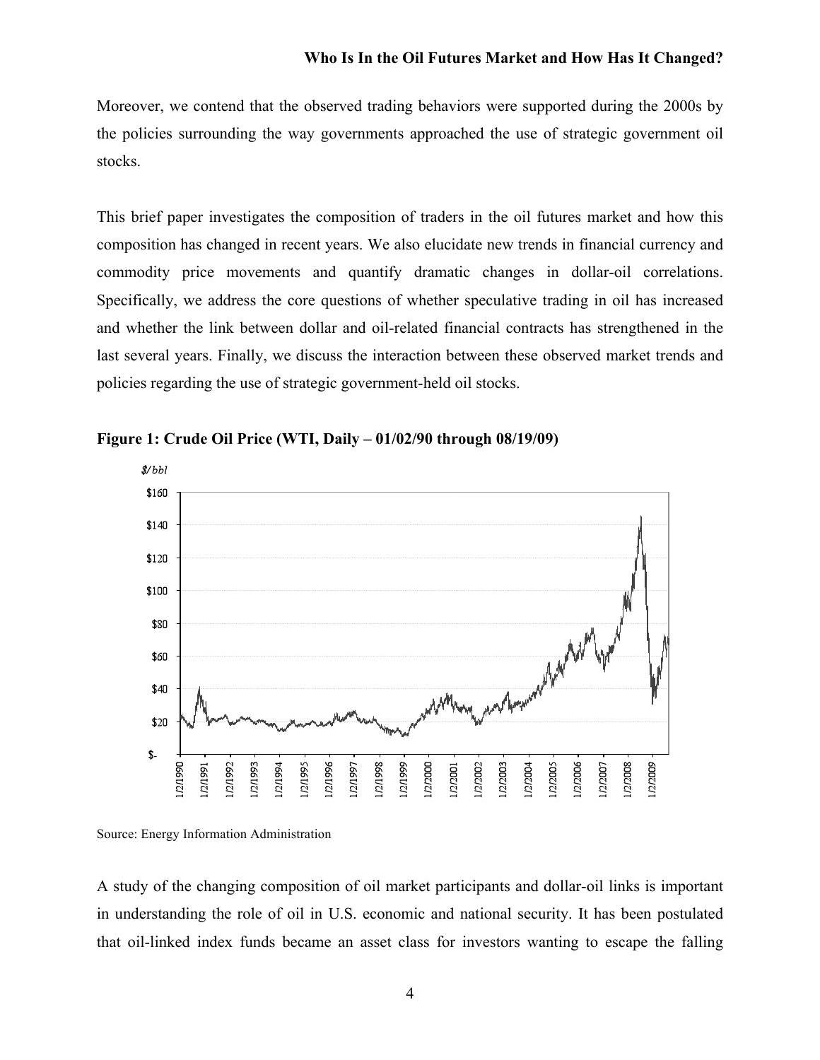Moreover, we contend that the observed trading behaviors were supported during the 2000s by the policies surrounding the way governments approached the use of strategic government oil stocks.

This brief paper investigates the composition of traders in the oil futures market and how this composition has changed in recent years. We also elucidate new trends in financial currency and commodity price movements and quantify dramatic changes in dollar-oil correlations. Specifically, we address the core questions of whether speculative trading in oil has increased and whether the link between dollar and oil-related financial contracts has strengthened in the last several years. Finally, we discuss the interaction between these observed market trends and policies regarding the use of strategic government-held oil stocks.

**Figure 1: Crude Oil Price (WTI, Daily – 01/02/90 through 08/19/09)**

Source: Energy Information Administration

A study of the changing composition of oil market participants and dollar-oil links is important in understanding the role of oil in U.S. economic and national security. It has been postulated that oil-linked index funds became an asset class for investors wanting to escape the falling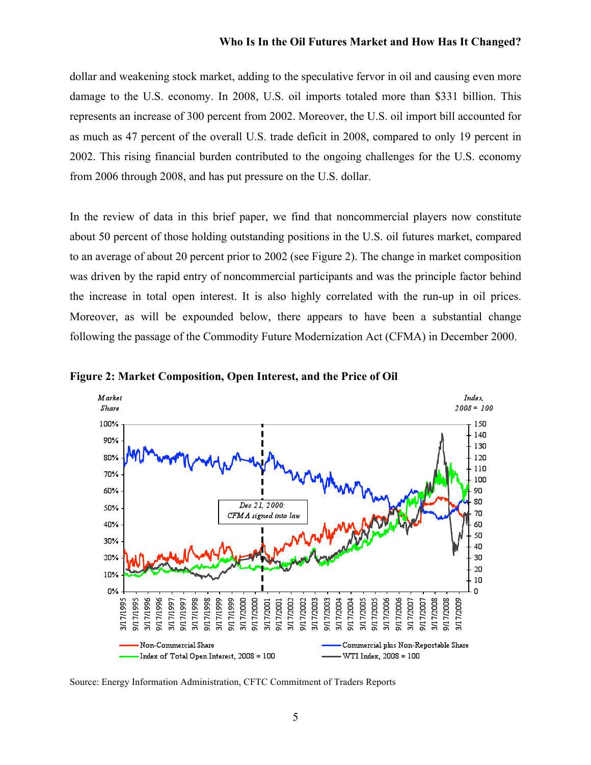dollar and weakening stock market, adding to the speculative fervor in oil and causing even more damage to the U.S. economy. In 2008, U.S. oil imports totaled more than $331 billion. This represents an increase of 300 percent from 2002. Moreover, the U.S. oil import bill accounted for as much as 47 percent of the overall U.S. trade deficit in 2008, compared to only 19 percent in 2002. This rising financial burden contributed to the ongoing challenges for the U.S. economy from 2006 through 2008, and has put pressure on the U.S. dollar.

In the review of data in this brief paper, we find that noncommercial players now constitute about 50 percent of those holding outstanding positions in the U.S. oil futures market, compared to an average of about 20 percent prior to 2002 (see Figure 2). The change in market composition was driven by the rapid entry of noncommercial participants and was the principle factor behind the increase in total open interest. It is also highly correlated with the run-up in oil prices. Moreover, as will be expounded below, there appears to have been a substantial change following the passage of the Commodity Future Modernization Act (CFMA) in December 2000.

**Figure 2: Market Composition, Open Interest, and the Price of Oil**

Source: Energy Information Administration, CFTC Commitment of Traders Reports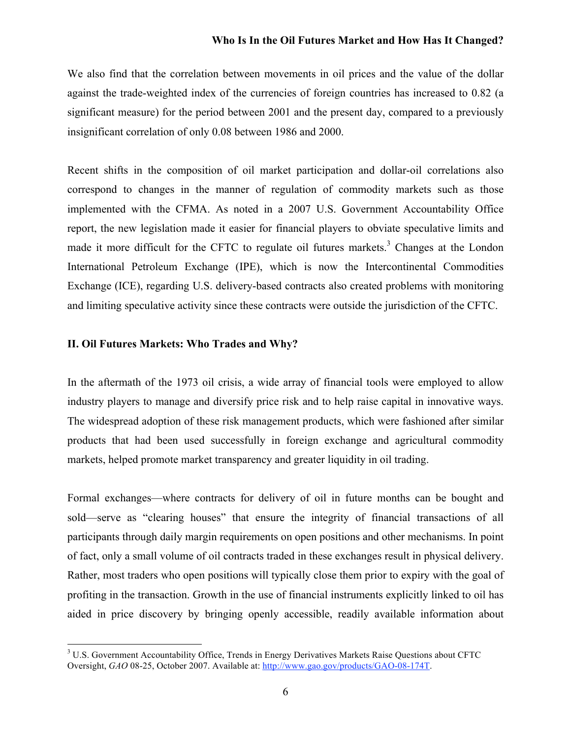We also find that the correlation between movements in oil prices and the value of the dollar against the trade-weighted index of the currencies of foreign countries has increased to 0.82 (a significant measure) for the period between 2001 and the present day, compared to a previously insignificant correlation of only 0.08 between 1986 and 2000.

Recent shifts in the composition of oil market participation and dollar-oil correlations also correspond to changes in the manner of regulation of commodity markets such as those implemented with the CFMA. As noted in a 2007 U.S. Government Accountability Office report, the new legislation made it easier for financial players to obviate speculative limits and made it more difficult for the CFTC to regulate oil futures markets.[3] Changes at the London International Petroleum Exchange (IPE), which is now the Intercontinental Commodities Exchange (ICE), regarding U.S. delivery-based contracts also created problems with monitoring and limiting speculative activity since these contracts were outside the jurisdiction of the CFTC.

## II. Oil Futures Markets: Who Trades and Why?

In the aftermath of the 1973 oil crisis, a wide array of financial tools were employed to allow industry players to manage and diversify price risk and to help raise capital in innovative ways. The widespread adoption of these risk management products, which were fashioned after similar products that had been used successfully in foreign exchange and agricultural commodity markets, helped promote market transparency and greater liquidity in oil trading.

Formal exchanges—where contracts for delivery of oil in future months can be bought and sold—serve as "clearing houses" that ensure the integrity of financial transactions of all participants through daily margin requirements on open positions and other mechanisms. In point of fact, only a small volume of oil contracts traded in these exchanges result in physical delivery. Rather, most traders who open positions will typically close them prior to expiry with the goal of profiting in the transaction. Growth in the use of financial instruments explicitly linked to oil has aided in price discovery by bringing openly accessible, readily available information about

---

[3] U.S. Government Accountability Office, Trends in Energy Derivatives Markets Raise Questions about CFTC Oversight, *GAO* 08-25, October 2007. Available at: http://www.gao.gov/products/GAO-08-174T.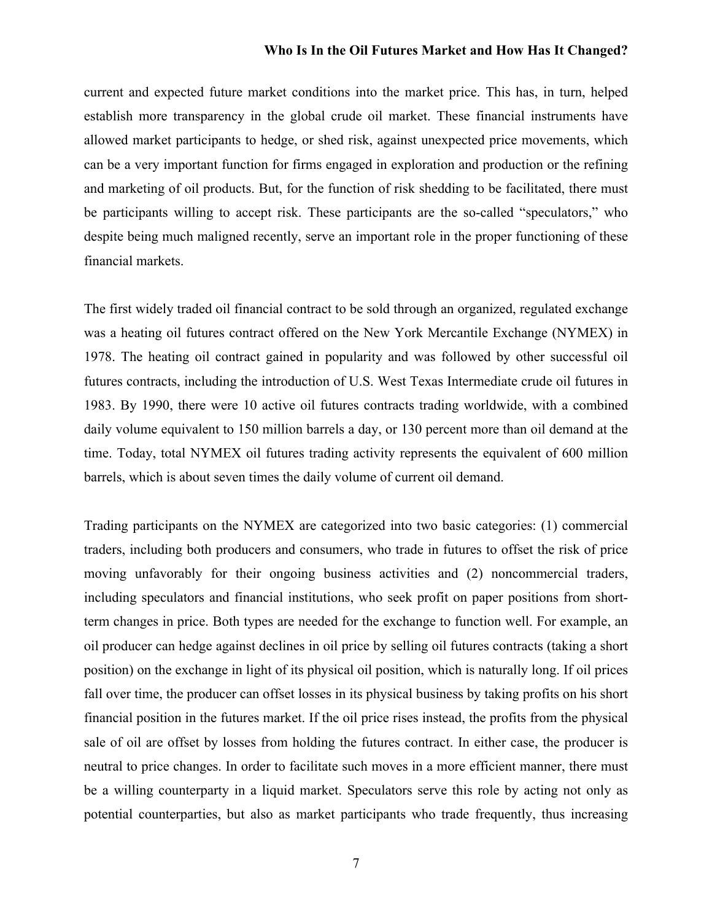current and expected future market conditions into the market price. This has, in turn, helped establish more transparency in the global crude oil market. These financial instruments have allowed market participants to hedge, or shed risk, against unexpected price movements, which can be a very important function for firms engaged in exploration and production or the refining and marketing of oil products. But, for the function of risk shedding to be facilitated, there must be participants willing to accept risk. These participants are the so-called "speculators," who despite being much maligned recently, serve an important role in the proper functioning of these financial markets.

The first widely traded oil financial contract to be sold through an organized, regulated exchange was a heating oil futures contract offered on the New York Mercantile Exchange (NYMEX) in 1978. The heating oil contract gained in popularity and was followed by other successful oil futures contracts, including the introduction of U.S. West Texas Intermediate crude oil futures in 1983. By 1990, there were 10 active oil futures contracts trading worldwide, with a combined daily volume equivalent to 150 million barrels a day, or 130 percent more than oil demand at the time. Today, total NYMEX oil futures trading activity represents the equivalent of 600 million barrels, which is about seven times the daily volume of current oil demand.

Trading participants on the NYMEX are categorized into two basic categories: (1) commercial traders, including both producers and consumers, who trade in futures to offset the risk of price moving unfavorably for their ongoing business activities and (2) noncommercial traders, including speculators and financial institutions, who seek profit on paper positions from short-term changes in price. Both types are needed for the exchange to function well. For example, an oil producer can hedge against declines in oil price by selling oil futures contracts (taking a short position) on the exchange in light of its physical oil position, which is naturally long. If oil prices fall over time, the producer can offset losses in its physical business by taking profits on his short financial position in the futures market. If the oil price rises instead, the profits from the physical sale of oil are offset by losses from holding the futures contract. In either case, the producer is neutral to price changes. In order to facilitate such moves in a more efficient manner, there must be a willing counterparty in a liquid market. Speculators serve this role by acting not only as potential counterparties, but also as market participants who trade frequently, thus increasing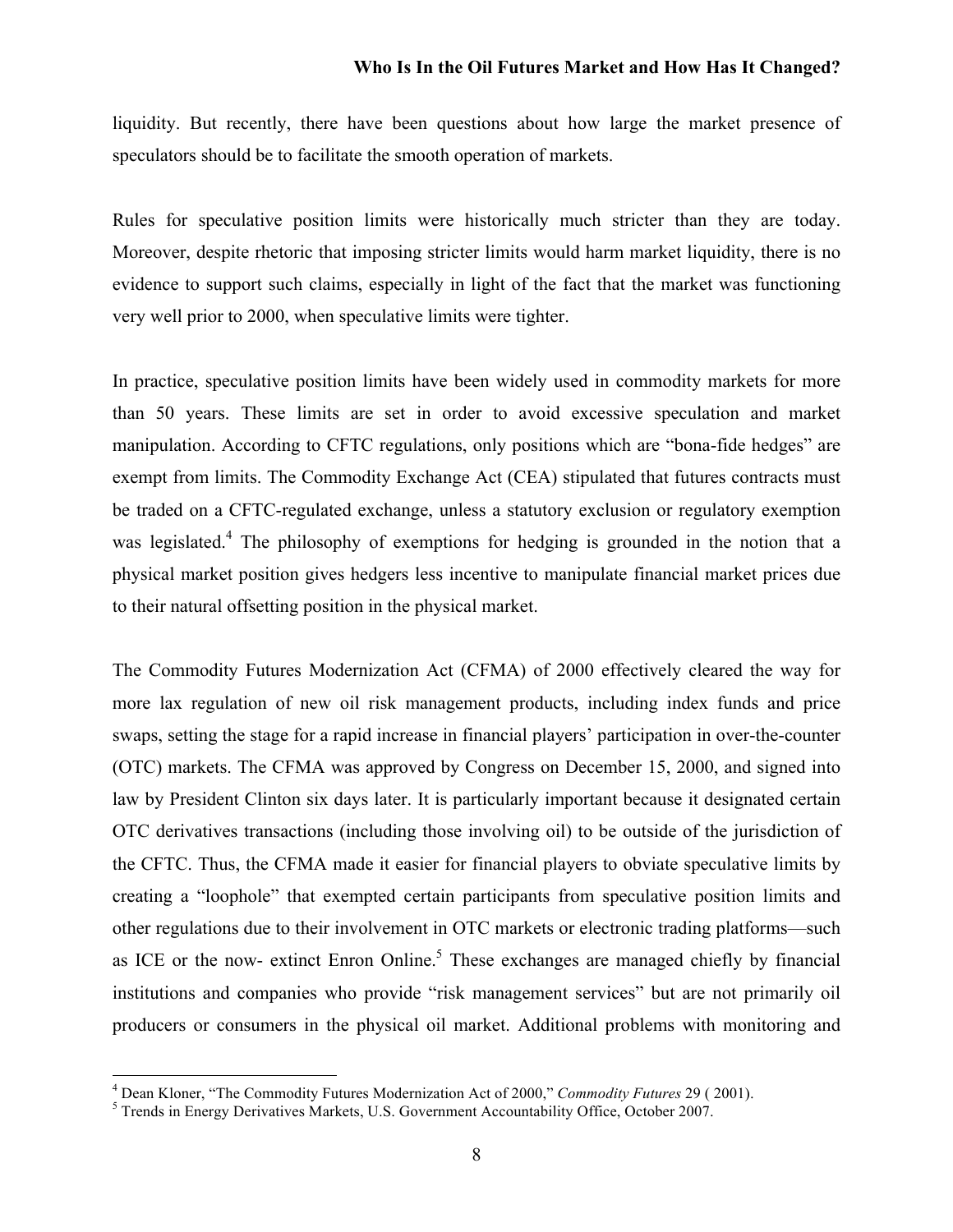liquidity. But recently, there have been questions about how large the market presence of speculators should be to facilitate the smooth operation of markets.

Rules for speculative position limits were historically much stricter than they are today. Moreover, despite rhetoric that imposing stricter limits would harm market liquidity, there is no evidence to support such claims, especially in light of the fact that the market was functioning very well prior to 2000, when speculative limits were tighter.

In practice, speculative position limits have been widely used in commodity markets for more than 50 years. These limits are set in order to avoid excessive speculation and market manipulation. According to CFTC regulations, only positions which are "bona-fide hedges" are exempt from limits. The Commodity Exchange Act (CEA) stipulated that futures contracts must be traded on a CFTC-regulated exchange, unless a statutory exclusion or regulatory exemption was legislated.[4] The philosophy of exemptions for hedging is grounded in the notion that a physical market position gives hedgers less incentive to manipulate financial market prices due to their natural offsetting position in the physical market.

The Commodity Futures Modernization Act (CFMA) of 2000 effectively cleared the way for more lax regulation of new oil risk management products, including index funds and price swaps, setting the stage for a rapid increase in financial players' participation in over-the-counter (OTC) markets. The CFMA was approved by Congress on December 15, 2000, and signed into law by President Clinton six days later. It is particularly important because it designated certain OTC derivatives transactions (including those involving oil) to be outside of the jurisdiction of the CFTC. Thus, the CFMA made it easier for financial players to obviate speculative limits by creating a "loophole" that exempted certain participants from speculative position limits and other regulations due to their involvement in OTC markets or electronic trading platforms—such as ICE or the now- extinct Enron Online.[5] These exchanges are managed chiefly by financial institutions and companies who provide "risk management services" but are not primarily oil producers or consumers in the physical oil market. Additional problems with monitoring and

---

[4] Dean Kloner, "The Commodity Futures Modernization Act of 2000," *Commodity Futures* 29 ( 2001).

[5] Trends in Energy Derivatives Markets, U.S. Government Accountability Office, October 2007.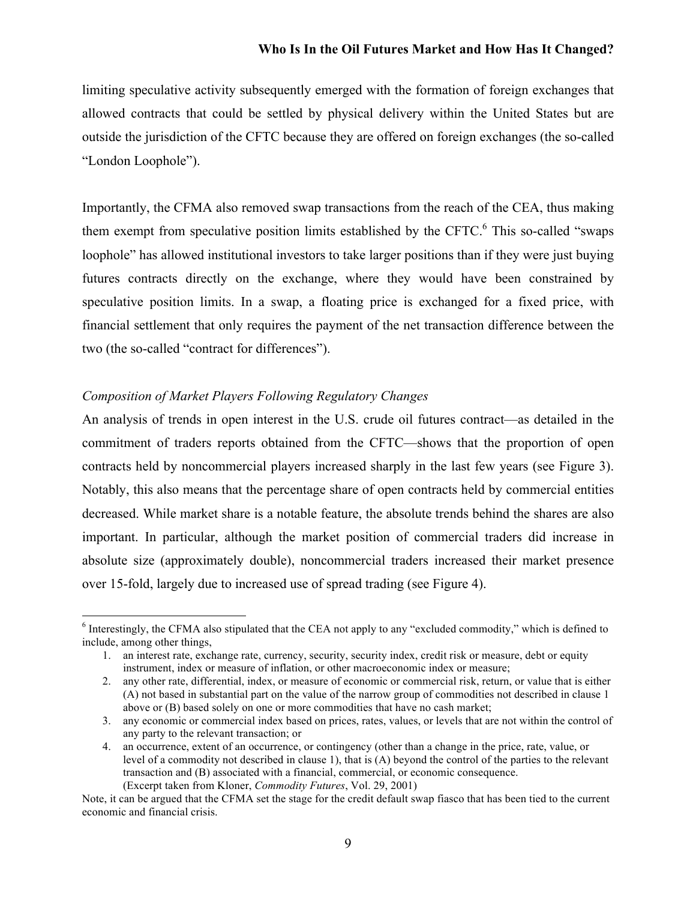limiting speculative activity subsequently emerged with the formation of foreign exchanges that allowed contracts that could be settled by physical delivery within the United States but are outside the jurisdiction of the CFTC because they are offered on foreign exchanges (the so-called "London Loophole").

Importantly, the CFMA also removed swap transactions from the reach of the CEA, thus making them exempt from speculative position limits established by the CFTC.[6] This so-called "swaps loophole" has allowed institutional investors to take larger positions than if they were just buying futures contracts directly on the exchange, where they would have been constrained by speculative position limits. In a swap, a floating price is exchanged for a fixed price, with financial settlement that only requires the payment of the net transaction difference between the two (the so-called "contract for differences").

*Composition of Market Players Following Regulatory Changes*

An analysis of trends in open interest in the U.S. crude oil futures contract—as detailed in the commitment of traders reports obtained from the CFTC—shows that the proportion of open contracts held by noncommercial players increased sharply in the last few years (see Figure 3). Notably, this also means that the percentage share of open contracts held by commercial entities decreased. While market share is a notable feature, the absolute trends behind the shares are also important. In particular, although the market position of commercial traders did increase in absolute size (approximately double), noncommercial traders increased their market presence over 15-fold, largely due to increased use of spread trading (see Figure 4).

---

[6] Interestingly, the CFMA also stipulated that the CEA not apply to any "excluded commodity," which is defined to include, among other things,

1. an interest rate, exchange rate, currency, security, security index, credit risk or measure, debt or equity instrument, index or measure of inflation, or other macroeconomic index or measure;
2. any other rate, differential, index, or measure of economic or commercial risk, return, or value that is either (A) not based in substantial part on the value of the narrow group of commodities not described in clause 1 above or (B) based solely on one or more commodities that have no cash market;
3. any economic or commercial index based on prices, rates, values, or levels that are not within the control of any party to the relevant transaction; or
4. an occurrence, extent of an occurrence, or contingency (other than a change in the price, rate, value, or level of a commodity not described in clause 1), that is (A) beyond the control of the parties to the relevant transaction and (B) associated with a financial, commercial, or economic consequence.
   (Excerpt taken from Kloner, *Commodity Futures*, Vol. 29, 2001)

Note, it can be argued that the CFMA set the stage for the credit default swap fiasco that has been tied to the current economic and financial crisis.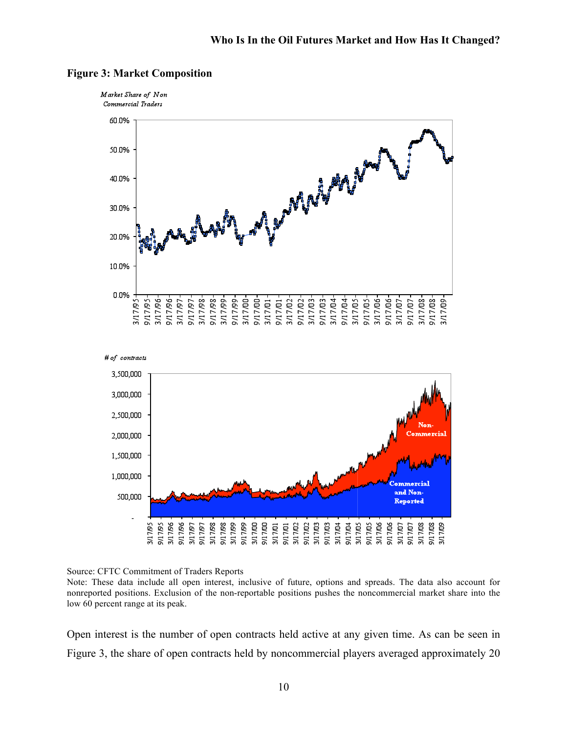## Figure 3: Market Composition

Source: CFTC Commitment of Traders Reports

Note: These data include all open interest, inclusive of future, options and spreads. The data also account for nonreported positions. Exclusion of the non-reportable positions pushes the noncommercial market share into the low 60 percent range at its peak.

Open interest is the number of open contracts held active at any given time. As can be seen in Figure 3, the share of open contracts held by noncommercial players averaged approximately 20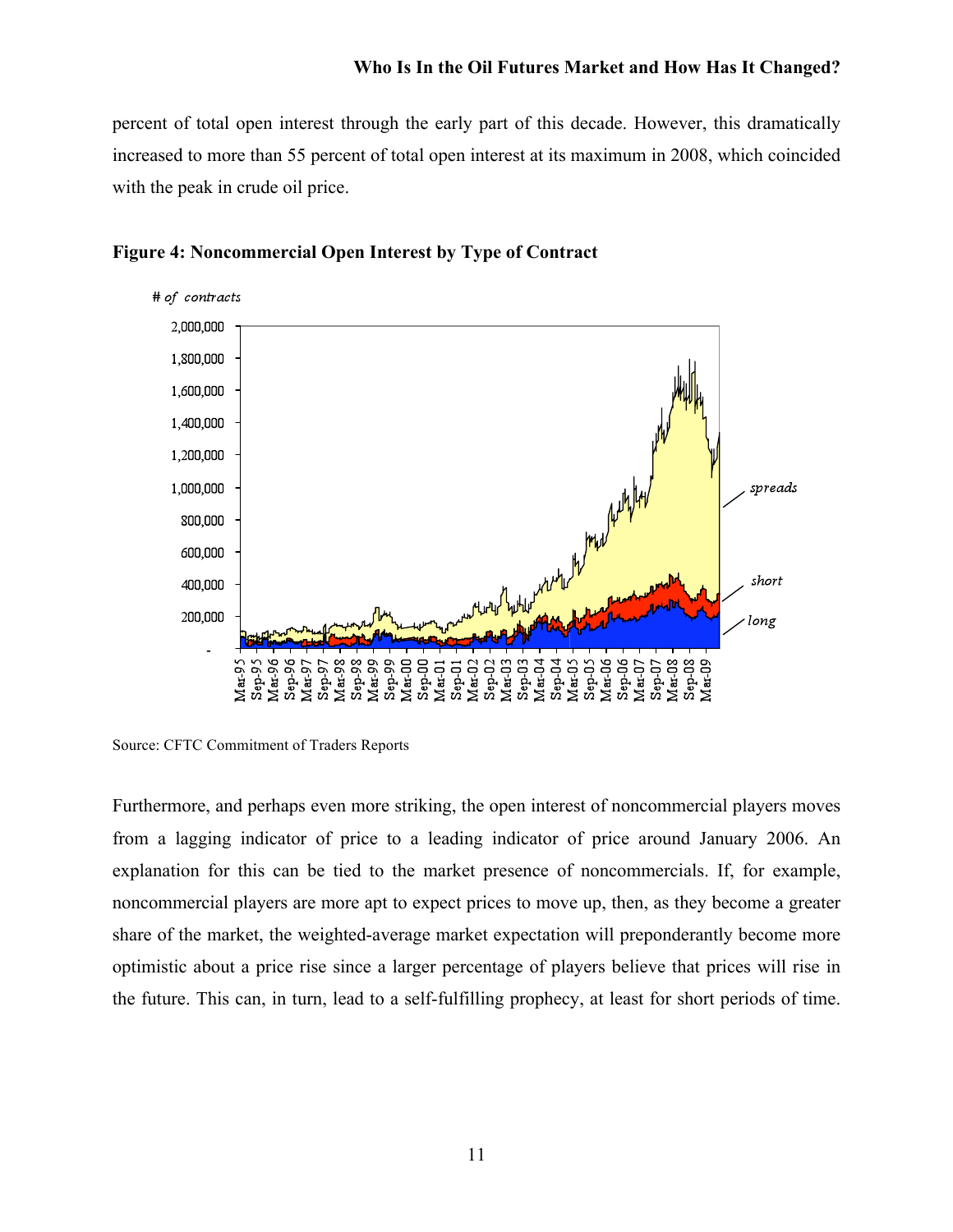percent of total open interest through the early part of this decade. However, this dramatically increased to more than 55 percent of total open interest at its maximum in 2008, which coincided with the peak in crude oil price.

**Figure 4: Noncommercial Open Interest by Type of Contract**

Source: CFTC Commitment of Traders Reports

Furthermore, and perhaps even more striking, the open interest of noncommercial players moves from a lagging indicator of price to a leading indicator of price around January 2006. An explanation for this can be tied to the market presence of noncommercials. If, for example, noncommercial players are more apt to expect prices to move up, then, as they become a greater share of the market, the weighted-average market expectation will preponderantly become more optimistic about a price rise since a larger percentage of players believe that prices will rise in the future. This can, in turn, lead to a self-fulfilling prophecy, at least for short periods of time.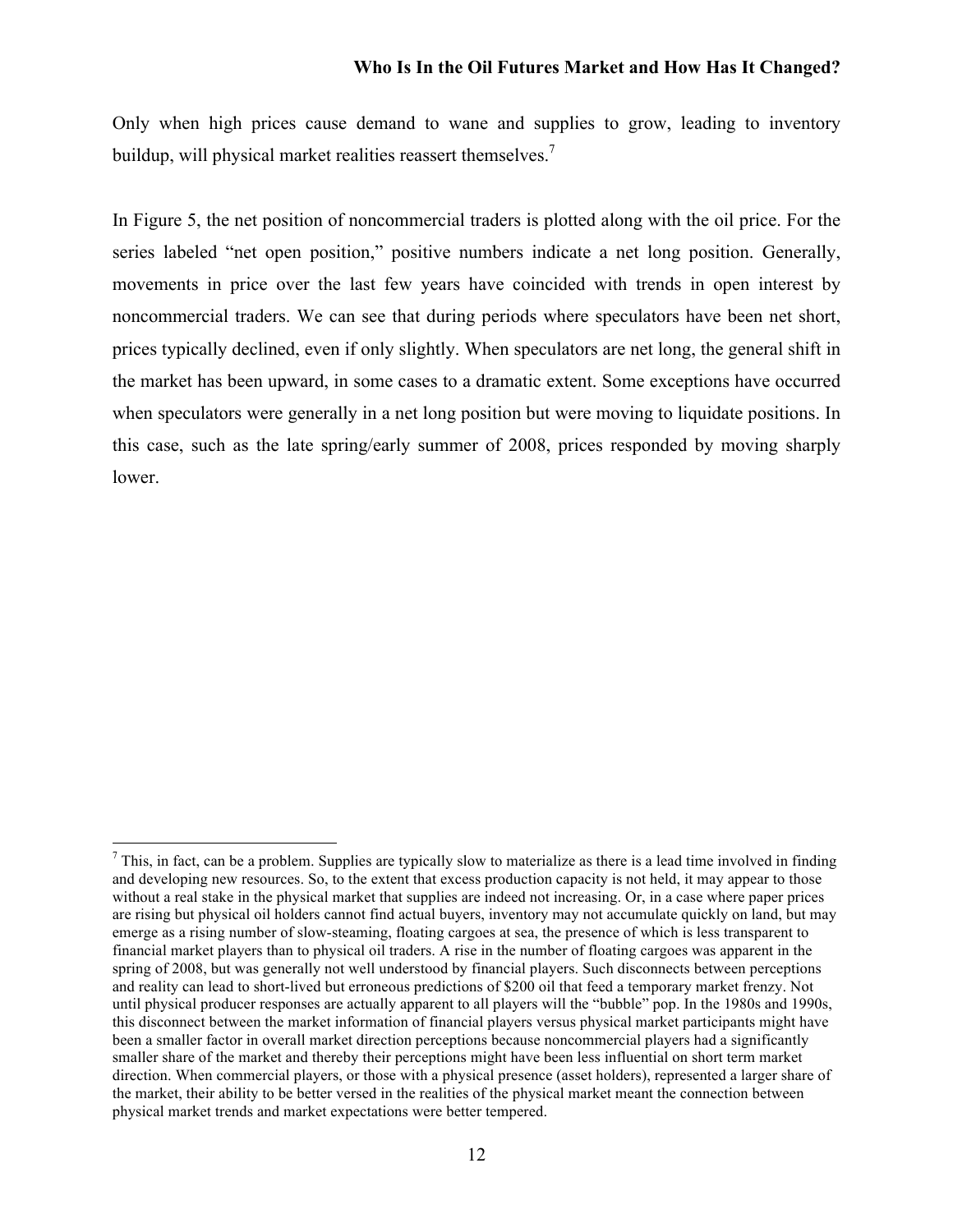Only when high prices cause demand to wane and supplies to grow, leading to inventory buildup, will physical market realities reassert themselves.[7]

In Figure 5, the net position of noncommercial traders is plotted along with the oil price. For the series labeled "net open position," positive numbers indicate a net long position. Generally, movements in price over the last few years have coincided with trends in open interest by noncommercial traders. We can see that during periods where speculators have been net short, prices typically declined, even if only slightly. When speculators are net long, the general shift in the market has been upward, in some cases to a dramatic extent. Some exceptions have occurred when speculators were generally in a net long position but were moving to liquidate positions. In this case, such as the late spring/early summer of 2008, prices responded by moving sharply lower.

---

[7] This, in fact, can be a problem. Supplies are typically slow to materialize as there is a lead time involved in finding and developing new resources. So, to the extent that excess production capacity is not held, it may appear to those without a real stake in the physical market that supplies are indeed not increasing. Or, in a case where paper prices are rising but physical oil holders cannot find actual buyers, inventory may not accumulate quickly on land, but may emerge as a rising number of slow-steaming, floating cargoes at sea, the presence of which is less transparent to financial market players than to physical oil traders. A rise in the number of floating cargoes was apparent in the spring of 2008, but was generally not well understood by financial players. Such disconnects between perceptions and reality can lead to short-lived but erroneous predictions of $200 oil that feed a temporary market frenzy. Not until physical producer responses are actually apparent to all players will the "bubble" pop. In the 1980s and 1990s, this disconnect between the market information of financial players versus physical market participants might have been a smaller factor in overall market direction perceptions because noncommercial players had a significantly smaller share of the market and thereby their perceptions might have been less influential on short term market direction. When commercial players, or those with a physical presence (asset holders), represented a larger share of the market, their ability to be better versed in the realities of the physical market meant the connection between physical market trends and market expectations were better tempered.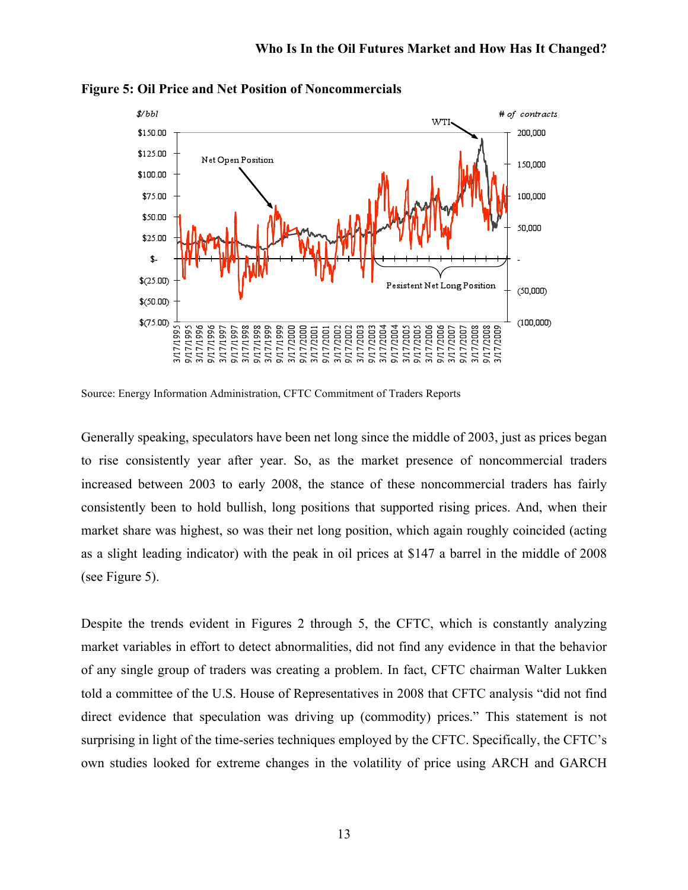**Figure 5: Oil Price and Net Position of Noncommercials**

Source: Energy Information Administration, CFTC Commitment of Traders Reports

Generally speaking, speculators have been net long since the middle of 2003, just as prices began to rise consistently year after year. So, as the market presence of noncommercial traders increased between 2003 to early 2008, the stance of these noncommercial traders has fairly consistently been to hold bullish, long positions that supported rising prices. And, when their market share was highest, so was their net long position, which again roughly coincided (acting as a slight leading indicator) with the peak in oil prices at $147 a barrel in the middle of 2008 (see Figure 5).

Despite the trends evident in Figures 2 through 5, the CFTC, which is constantly analyzing market variables in effort to detect abnormalities, did not find any evidence in that the behavior of any single group of traders was creating a problem. In fact, CFTC chairman Walter Lukken told a committee of the U.S. House of Representatives in 2008 that CFTC analysis "did not find direct evidence that speculation was driving up (commodity) prices." This statement is not surprising in light of the time-series techniques employed by the CFTC. Specifically, the CFTC's own studies looked for extreme changes in the volatility of price using ARCH and GARCH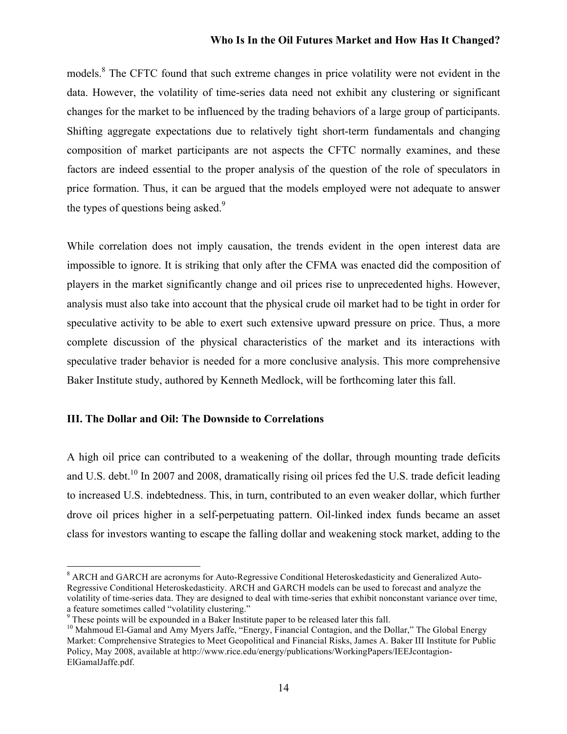models.[8] The CFTC found that such extreme changes in price volatility were not evident in the data. However, the volatility of time-series data need not exhibit any clustering or significant changes for the market to be influenced by the trading behaviors of a large group of participants. Shifting aggregate expectations due to relatively tight short-term fundamentals and changing composition of market participants are not aspects the CFTC normally examines, and these factors are indeed essential to the proper analysis of the question of the role of speculators in price formation. Thus, it can be argued that the models employed were not adequate to answer the types of questions being asked.[9]

While correlation does not imply causation, the trends evident in the open interest data are impossible to ignore. It is striking that only after the CFMA was enacted did the composition of players in the market significantly change and oil prices rise to unprecedented highs. However, analysis must also take into account that the physical crude oil market had to be tight in order for speculative activity to be able to exert such extensive upward pressure on price. Thus, a more complete discussion of the physical characteristics of the market and its interactions with speculative trader behavior is needed for a more conclusive analysis. This more comprehensive Baker Institute study, authored by Kenneth Medlock, will be forthcoming later this fall.

## III. The Dollar and Oil: The Downside to Correlations

A high oil price can contributed to a weakening of the dollar, through mounting trade deficits and U.S. debt.[10] In 2007 and 2008, dramatically rising oil prices fed the U.S. trade deficit leading to increased U.S. indebtedness. This, in turn, contributed to an even weaker dollar, which further drove oil prices higher in a self-perpetuating pattern. Oil-linked index funds became an asset class for investors wanting to escape the falling dollar and weakening stock market, adding to the

---

[8] ARCH and GARCH are acronyms for Auto-Regressive Conditional Heteroskedasticity and Generalized Auto-Regressive Conditional Heteroskedasticity. ARCH and GARCH models can be used to forecast and analyze the volatility of time-series data. They are designed to deal with time-series that exhibit nonconstant variance over time, a feature sometimes called "volatility clustering."

[9] These points will be expounded in a Baker Institute paper to be released later this fall.

[10] Mahmoud El-Gamal and Amy Myers Jaffe, "Energy, Financial Contagion, and the Dollar," The Global Energy Market: Comprehensive Strategies to Meet Geopolitical and Financial Risks, James A. Baker III Institute for Public Policy, May 2008, available at http://www.rice.edu/energy/publications/WorkingPapers/IEEJcontagion-ElGamalJaffe.pdf.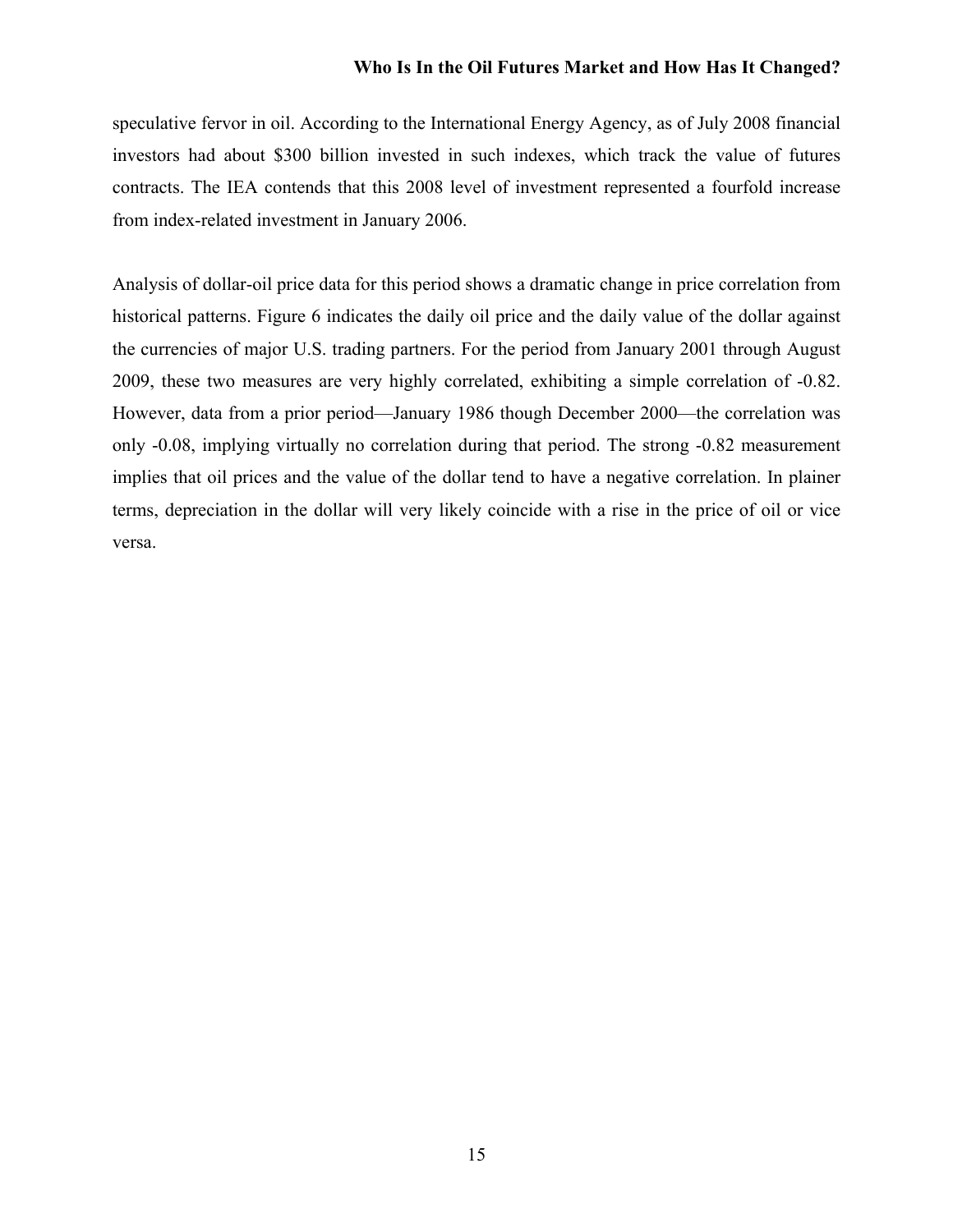speculative fervor in oil. According to the International Energy Agency, as of July 2008 financial investors had about $300 billion invested in such indexes, which track the value of futures contracts. The IEA contends that this 2008 level of investment represented a fourfold increase from index-related investment in January 2006.

Analysis of dollar-oil price data for this period shows a dramatic change in price correlation from historical patterns. Figure 6 indicates the daily oil price and the daily value of the dollar against the currencies of major U.S. trading partners. For the period from January 2001 through August 2009, these two measures are very highly correlated, exhibiting a simple correlation of -0.82. However, data from a prior period—January 1986 though December 2000—the correlation was only -0.08, implying virtually no correlation during that period. The strong -0.82 measurement implies that oil prices and the value of the dollar tend to have a negative correlation. In plainer terms, depreciation in the dollar will very likely coincide with a rise in the price of oil or vice versa.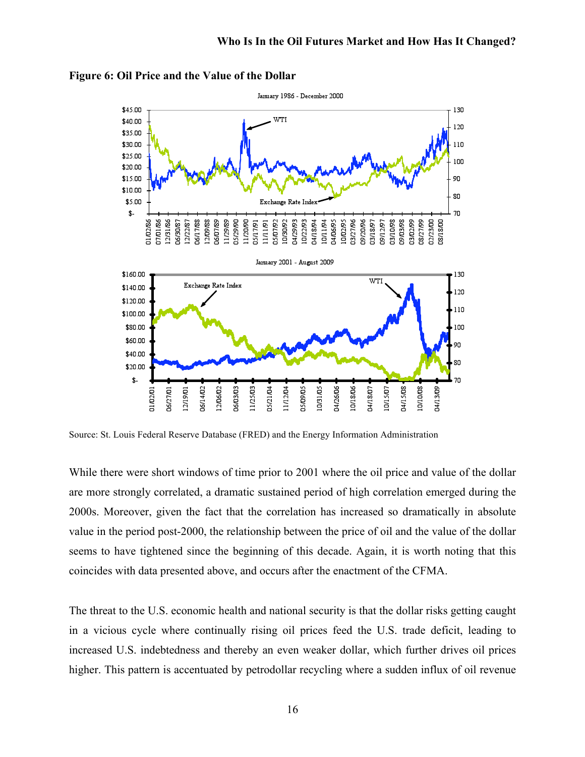**Figure 6: Oil Price and the Value of the Dollar**

Source: St. Louis Federal Reserve Database (FRED) and the Energy Information Administration

While there were short windows of time prior to 2001 where the oil price and value of the dollar are more strongly correlated, a dramatic sustained period of high correlation emerged during the 2000s. Moreover, given the fact that the correlation has increased so dramatically in absolute value in the period post-2000, the relationship between the price of oil and the value of the dollar seems to have tightened since the beginning of this decade. Again, it is worth noting that this coincides with data presented above, and occurs after the enactment of the CFMA.

The threat to the U.S. economic health and national security is that the dollar risks getting caught in a vicious cycle where continually rising oil prices feed the U.S. trade deficit, leading to increased U.S. indebtedness and thereby an even weaker dollar, which further drives oil prices higher. This pattern is accentuated by petrodollar recycling where a sudden influx of oil revenue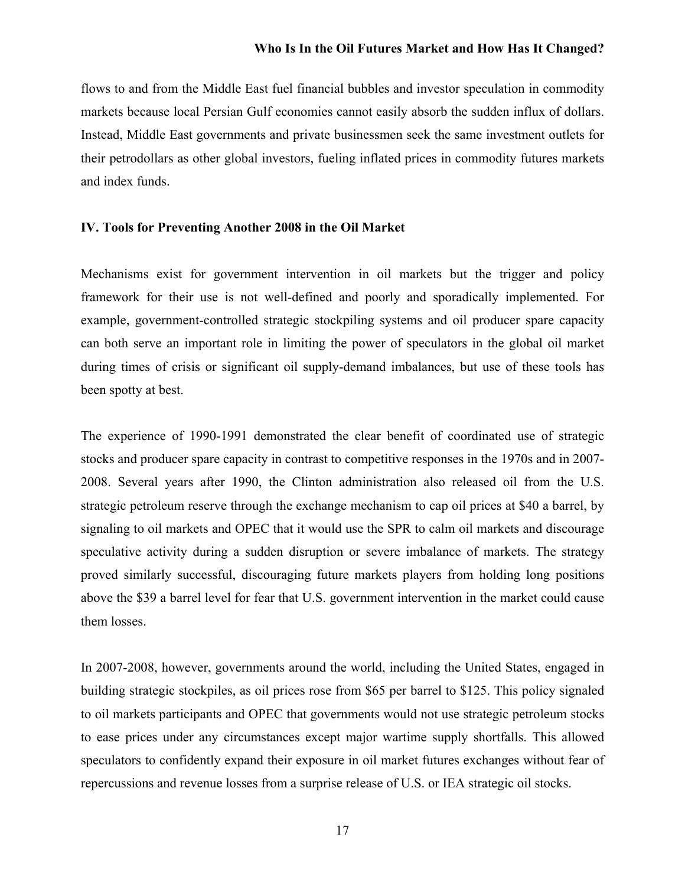flows to and from the Middle East fuel financial bubbles and investor speculation in commodity markets because local Persian Gulf economies cannot easily absorb the sudden influx of dollars. Instead, Middle East governments and private businessmen seek the same investment outlets for their petrodollars as other global investors, fueling inflated prices in commodity futures markets and index funds.

### IV. Tools for Preventing Another 2008 in the Oil Market

Mechanisms exist for government intervention in oil markets but the trigger and policy framework for their use is not well-defined and poorly and sporadically implemented. For example, government-controlled strategic stockpiling systems and oil producer spare capacity can both serve an important role in limiting the power of speculators in the global oil market during times of crisis or significant oil supply-demand imbalances, but use of these tools has been spotty at best.

The experience of 1990-1991 demonstrated the clear benefit of coordinated use of strategic stocks and producer spare capacity in contrast to competitive responses in the 1970s and in 2007-2008. Several years after 1990, the Clinton administration also released oil from the U.S. strategic petroleum reserve through the exchange mechanism to cap oil prices at $40 a barrel, by signaling to oil markets and OPEC that it would use the SPR to calm oil markets and discourage speculative activity during a sudden disruption or severe imbalance of markets. The strategy proved similarly successful, discouraging future markets players from holding long positions above the $39 a barrel level for fear that U.S. government intervention in the market could cause them losses.

In 2007-2008, however, governments around the world, including the United States, engaged in building strategic stockpiles, as oil prices rose from $65 per barrel to $125. This policy signaled to oil markets participants and OPEC that governments would not use strategic petroleum stocks to ease prices under any circumstances except major wartime supply shortfalls. This allowed speculators to confidently expand their exposure in oil market futures exchanges without fear of repercussions and revenue losses from a surprise release of U.S. or IEA strategic oil stocks.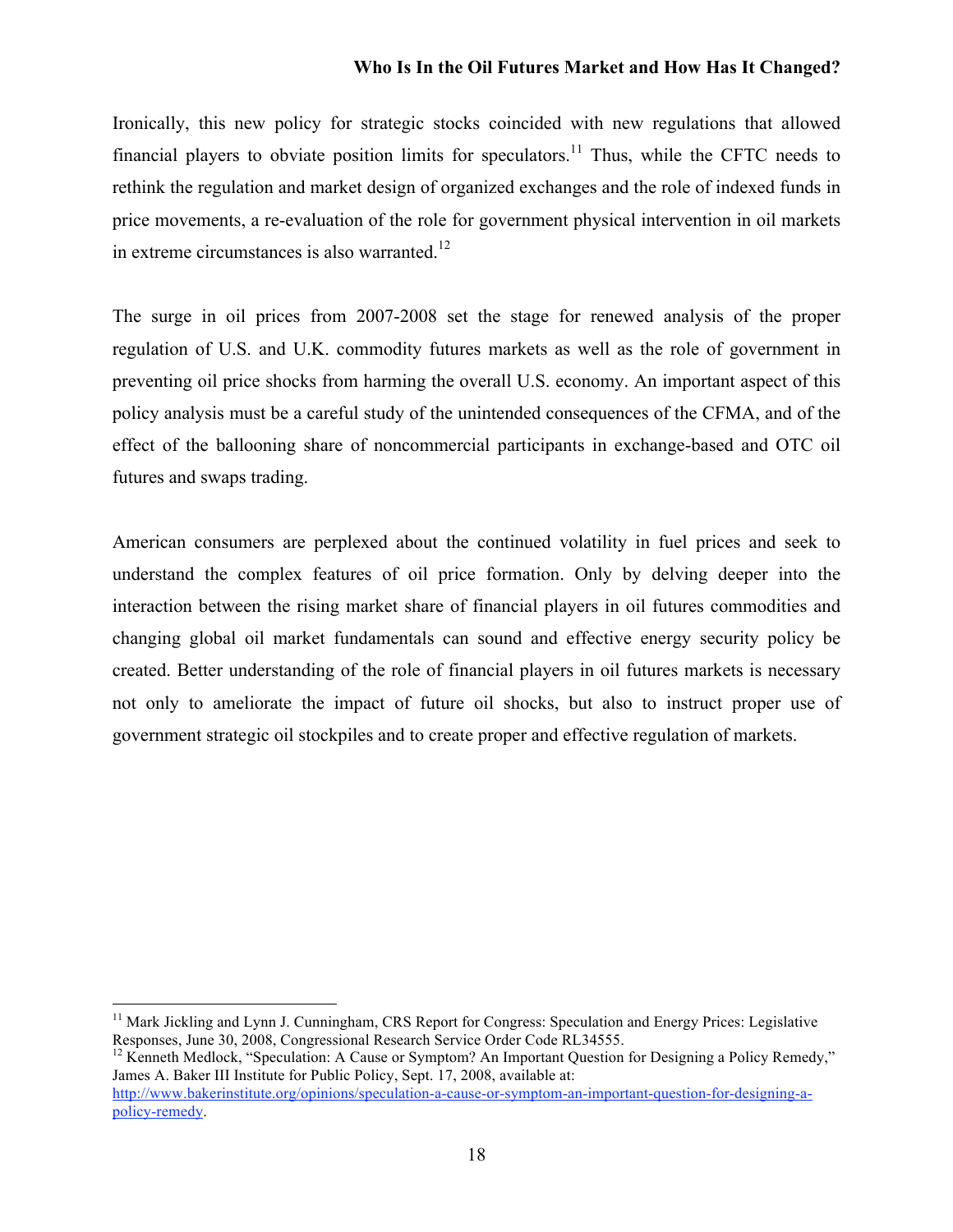Ironically, this new policy for strategic stocks coincided with new regulations that allowed financial players to obviate position limits for speculators.[11] Thus, while the CFTC needs to rethink the regulation and market design of organized exchanges and the role of indexed funds in price movements, a re-evaluation of the role for government physical intervention in oil markets in extreme circumstances is also warranted.[12]

The surge in oil prices from 2007-2008 set the stage for renewed analysis of the proper regulation of U.S. and U.K. commodity futures markets as well as the role of government in preventing oil price shocks from harming the overall U.S. economy. An important aspect of this policy analysis must be a careful study of the unintended consequences of the CFMA, and of the effect of the ballooning share of noncommercial participants in exchange-based and OTC oil futures and swaps trading.

American consumers are perplexed about the continued volatility in fuel prices and seek to understand the complex features of oil price formation. Only by delving deeper into the interaction between the rising market share of financial players in oil futures commodities and changing global oil market fundamentals can sound and effective energy security policy be created. Better understanding of the role of financial players in oil futures markets is necessary not only to ameliorate the impact of future oil shocks, but also to instruct proper use of government strategic oil stockpiles and to create proper and effective regulation of markets.

---

[11] Mark Jickling and Lynn J. Cunningham, CRS Report for Congress: Speculation and Energy Prices: Legislative Responses, June 30, 2008, Congressional Research Service Order Code RL34555.

[12] Kenneth Medlock, "Speculation: A Cause or Symptom? An Important Question for Designing a Policy Remedy," James A. Baker III Institute for Public Policy, Sept. 17, 2008, available at: http://www.bakerinstitute.org/opinions/speculation-a-cause-or-symptom-an-important-question-for-designing-a-policy-remedy.